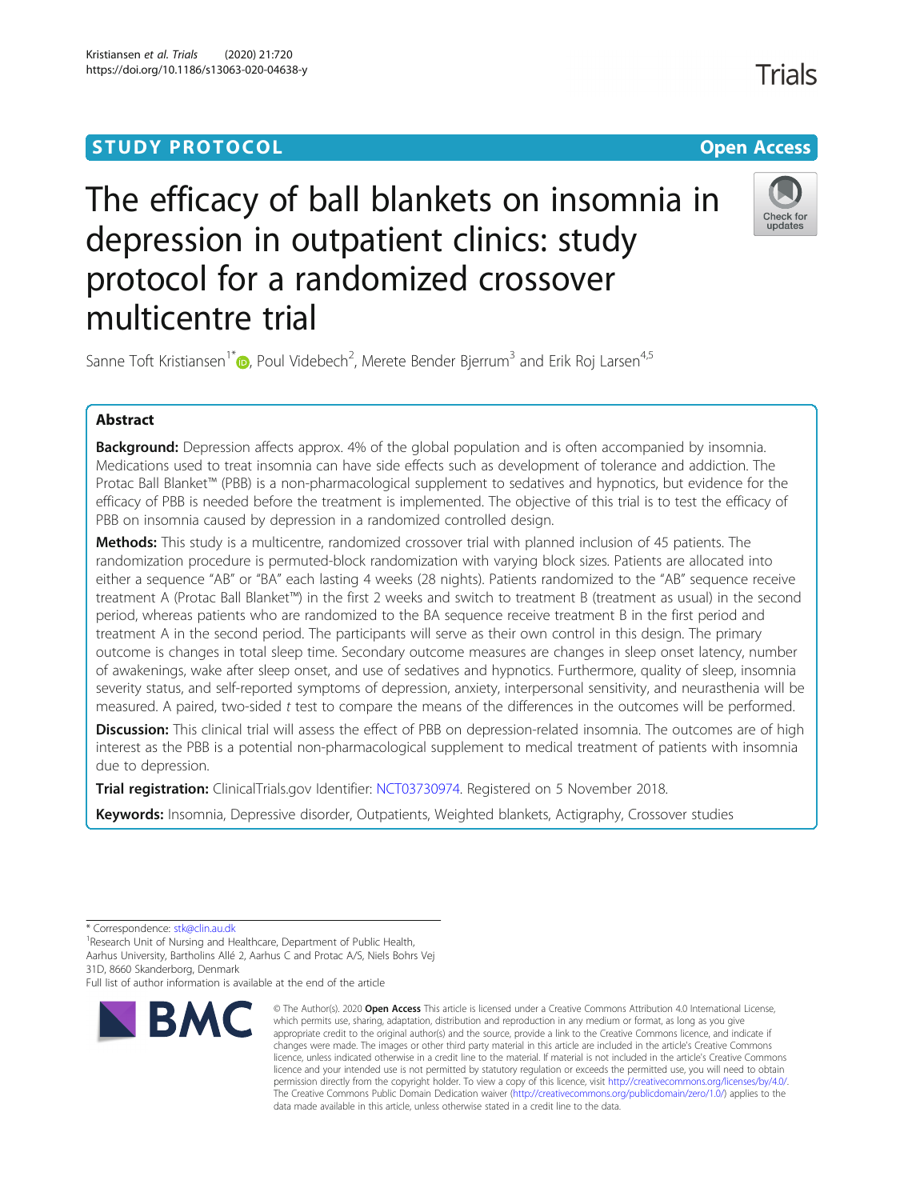STUDY PROTOCOL

Open Access

# The efficacy of ball blankets on insomnia in depression in outpatient clinics: study protocol for a randomized crossover multicentre trial

Sanne Toft Kristiansen[1*], Poul Videbech[2], Merete Bender Bjerrum[3] and Erik Roj Larsen[4,5]

## Abstract

**Background:** Depression affects approx. 4% of the global population and is often accompanied by insomnia. Medications used to treat insomnia can have side effects such as development of tolerance and addiction. The Protac Ball Blanket™ (PBB) is a non-pharmacological supplement to sedatives and hypnotics, but evidence for the efficacy of PBB is needed before the treatment is implemented. The objective of this trial is to test the efficacy of PBB on insomnia caused by depression in a randomized controlled design.

**Methods:** This study is a multicentre, randomized crossover trial with planned inclusion of 45 patients. The randomization procedure is permuted-block randomization with varying block sizes. Patients are allocated into either a sequence "AB" or "BA" each lasting 4 weeks (28 nights). Patients randomized to the "AB" sequence receive treatment A (Protac Ball Blanket™) in the first 2 weeks and switch to treatment B (treatment as usual) in the second period, whereas patients who are randomized to the BA sequence receive treatment B in the first period and treatment A in the second period. The participants will serve as their own control in this design. The primary outcome is changes in total sleep time. Secondary outcome measures are changes in sleep onset latency, number of awakenings, wake after sleep onset, and use of sedatives and hypnotics. Furthermore, quality of sleep, insomnia severity status, and self-reported symptoms of depression, anxiety, interpersonal sensitivity, and neurasthenia will be measured. A paired, two-sided *t* test to compare the means of the differences in the outcomes will be performed.

**Discussion:** This clinical trial will assess the effect of PBB on depression-related insomnia. The outcomes are of high interest as the PBB is a potential non-pharmacological supplement to medical treatment of patients with insomnia due to depression.

**Trial registration:** ClinicalTrials.gov Identifier: NCT03730974. Registered on 5 November 2018.

**Keywords:** Insomnia, Depressive disorder, Outpatients, Weighted blankets, Actigraphy, Crossover studies

---

\* Correspondence: stk@clin.au.dk

[1]Research Unit of Nursing and Healthcare, Department of Public Health, Aarhus University, Bartholins Allé 2, Aarhus C and Protac A/S, Niels Bohrs Vej 31D, 8660 Skanderborg, Denmark

Full list of author information is available at the end of the article

© The Author(s). 2020 **Open Access** This article is licensed under a Creative Commons Attribution 4.0 International License, which permits use, sharing, adaptation, distribution and reproduction in any medium or format, as long as you give appropriate credit to the original author(s) and the source, provide a link to the Creative Commons licence, and indicate if changes were made. The images or other third party material in this article are included in the article's Creative Commons licence, unless indicated otherwise in a credit line to the material. If material is not included in the article's Creative Commons licence and your intended use is not permitted by statutory regulation or exceeds the permitted use, you will need to obtain permission directly from the copyright holder. To view a copy of this licence, visit http://creativecommons.org/licenses/by/4.0/. The Creative Commons Public Domain Dedication waiver (http://creativecommons.org/publicdomain/zero/1.0/) applies to the data made available in this article, unless otherwise stated in a credit line to the data.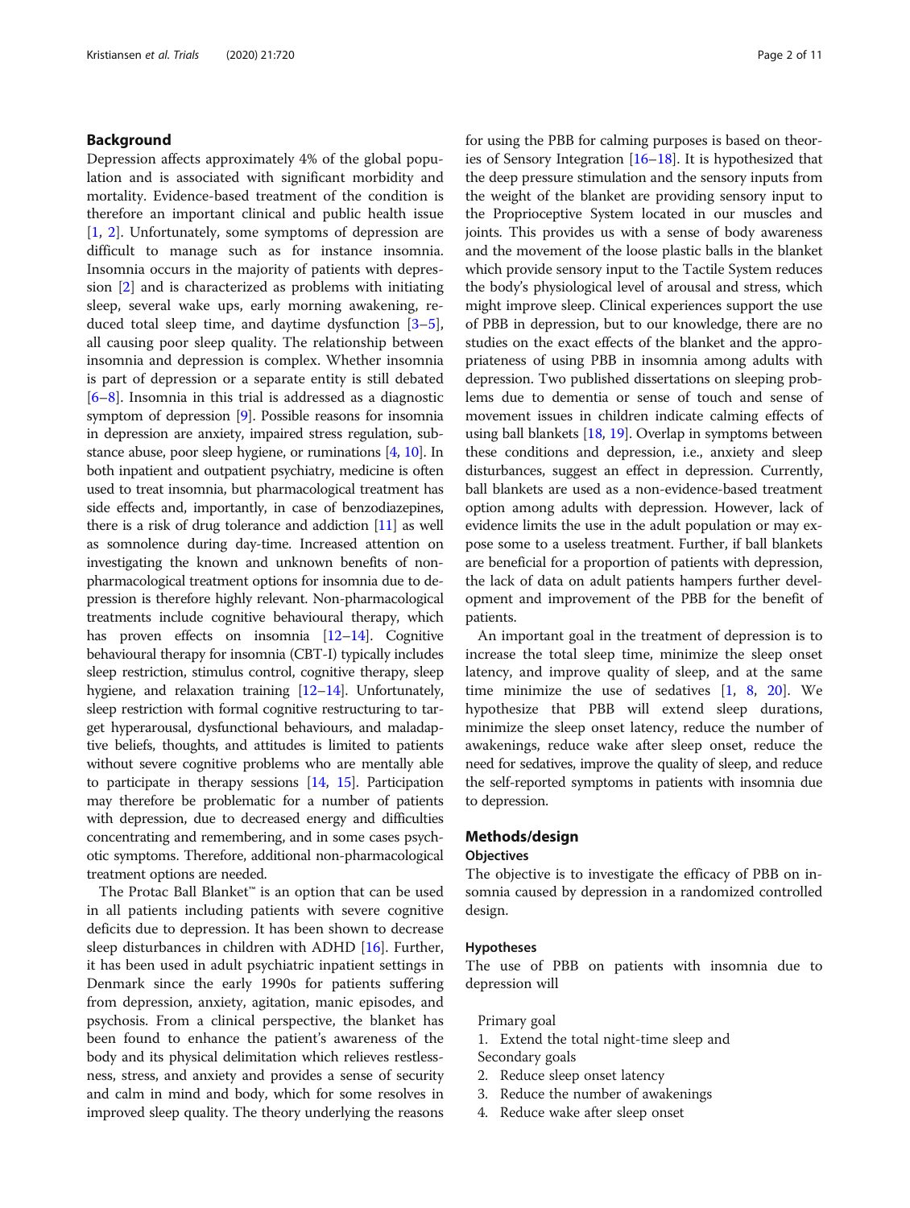## Background

Depression affects approximately 4% of the global population and is associated with significant morbidity and mortality. Evidence-based treatment of the condition is therefore an important clinical and public health issue [1, 2]. Unfortunately, some symptoms of depression are difficult to manage such as for instance insomnia. Insomnia occurs in the majority of patients with depression [2] and is characterized as problems with initiating sleep, several wake ups, early morning awakening, reduced total sleep time, and daytime dysfunction [3–5], all causing poor sleep quality. The relationship between insomnia and depression is complex. Whether insomnia is part of depression or a separate entity is still debated [6–8]. Insomnia in this trial is addressed as a diagnostic symptom of depression [9]. Possible reasons for insomnia in depression are anxiety, impaired stress regulation, substance abuse, poor sleep hygiene, or ruminations [4, 10]. In both inpatient and outpatient psychiatry, medicine is often used to treat insomnia, but pharmacological treatment has side effects and, importantly, in case of benzodiazepines, there is a risk of drug tolerance and addiction [11] as well as somnolence during day-time. Increased attention on investigating the known and unknown benefits of non-pharmacological treatment options for insomnia due to depression is therefore highly relevant. Non-pharmacological treatments include cognitive behavioural therapy, which has proven effects on insomnia [12–14]. Cognitive behavioural therapy for insomnia (CBT-I) typically includes sleep restriction, stimulus control, cognitive therapy, sleep hygiene, and relaxation training [12–14]. Unfortunately, sleep restriction with formal cognitive restructuring to target hyperarousal, dysfunctional behaviours, and maladaptive beliefs, thoughts, and attitudes is limited to patients without severe cognitive problems who are mentally able to participate in therapy sessions [14, 15]. Participation may therefore be problematic for a number of patients with depression, due to decreased energy and difficulties concentrating and remembering, and in some cases psychotic symptoms. Therefore, additional non-pharmacological treatment options are needed.

The Protac Ball Blanket™ is an option that can be used in all patients including patients with severe cognitive deficits due to depression. It has been shown to decrease sleep disturbances in children with ADHD [16]. Further, it has been used in adult psychiatric inpatient settings in Denmark since the early 1990s for patients suffering from depression, anxiety, agitation, manic episodes, and psychosis. From a clinical perspective, the blanket has been found to enhance the patient's awareness of the body and its physical delimitation which relieves restlessness, stress, and anxiety and provides a sense of security and calm in mind and body, which for some resolves in improved sleep quality. The theory underlying the reasons for using the PBB for calming purposes is based on theories of Sensory Integration [16–18]. It is hypothesized that the deep pressure stimulation and the sensory inputs from the weight of the blanket are providing sensory input to the Proprioceptive System located in our muscles and joints. This provides us with a sense of body awareness and the movement of the loose plastic balls in the blanket which provide sensory input to the Tactile System reduces the body's physiological level of arousal and stress, which might improve sleep. Clinical experiences support the use of PBB in depression, but to our knowledge, there are no studies on the exact effects of the blanket and the appropriateness of using PBB in insomnia among adults with depression. Two published dissertations on sleeping problems due to dementia or sense of touch and sense of movement issues in children indicate calming effects of using ball blankets [18, 19]. Overlap in symptoms between these conditions and depression, i.e., anxiety and sleep disturbances, suggest an effect in depression. Currently, ball blankets are used as a non-evidence-based treatment option among adults with depression. However, lack of evidence limits the use in the adult population or may expose some to a useless treatment. Further, if ball blankets are beneficial for a proportion of patients with depression, the lack of data on adult patients hampers further development and improvement of the PBB for the benefit of patients.

An important goal in the treatment of depression is to increase the total sleep time, minimize the sleep onset latency, and improve quality of sleep, and at the same time minimize the use of sedatives [1, 8, 20]. We hypothesize that PBB will extend sleep durations, minimize the sleep onset latency, reduce the number of awakenings, reduce wake after sleep onset, reduce the need for sedatives, improve the quality of sleep, and reduce the self-reported symptoms in patients with insomnia due to depression.

## Methods/design

### Objectives

The objective is to investigate the efficacy of PBB on insomnia caused by depression in a randomized controlled design.

### Hypotheses

The use of PBB on patients with insomnia due to depression will

Primary goal

1. Extend the total night-time sleep and

Secondary goals

2. Reduce sleep onset latency
3. Reduce the number of awakenings
4. Reduce wake after sleep onset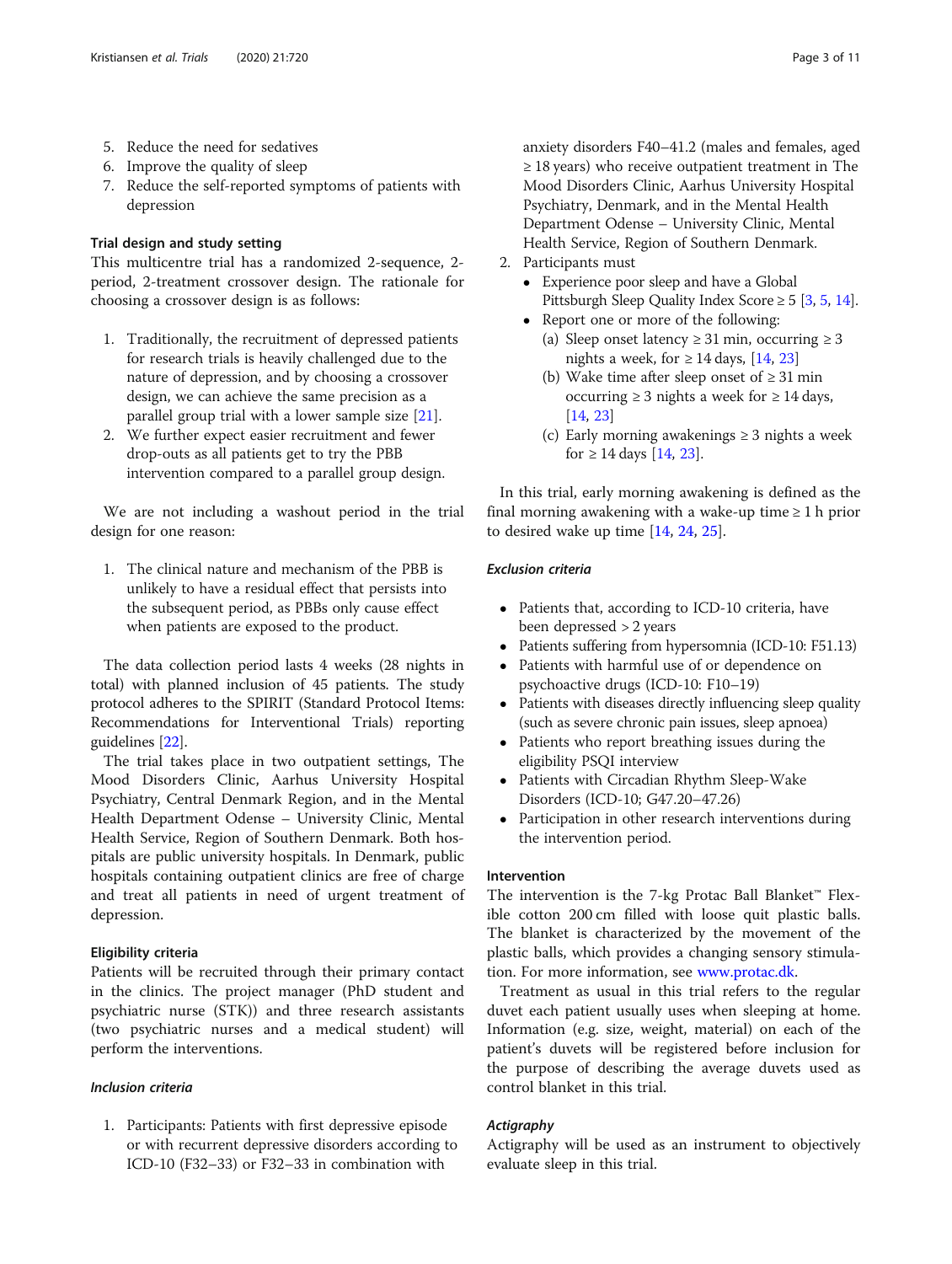5. Reduce the need for sedatives
6. Improve the quality of sleep
7. Reduce the self-reported symptoms of patients with depression

### Trial design and study setting

This multicentre trial has a randomized 2-sequence, 2-period, 2-treatment crossover design. The rationale for choosing a crossover design is as follows:

1. Traditionally, the recruitment of depressed patients for research trials is heavily challenged due to the nature of depression, and by choosing a crossover design, we can achieve the same precision as a parallel group trial with a lower sample size [21].
2. We further expect easier recruitment and fewer drop-outs as all patients get to try the PBB intervention compared to a parallel group design.

We are not including a washout period in the trial design for one reason:

1. The clinical nature and mechanism of the PBB is unlikely to have a residual effect that persists into the subsequent period, as PBBs only cause effect when patients are exposed to the product.

The data collection period lasts 4 weeks (28 nights in total) with planned inclusion of 45 patients. The study protocol adheres to the SPIRIT (Standard Protocol Items: Recommendations for Interventional Trials) reporting guidelines [22].

The trial takes place in two outpatient settings, The Mood Disorders Clinic, Aarhus University Hospital Psychiatry, Central Denmark Region, and in the Mental Health Department Odense – University Clinic, Mental Health Service, Region of Southern Denmark. Both hospitals are public university hospitals. In Denmark, public hospitals containing outpatient clinics are free of charge and treat all patients in need of urgent treatment of depression.

### Eligibility criteria

Patients will be recruited through their primary contact in the clinics. The project manager (PhD student and psychiatric nurse (STK)) and three research assistants (two psychiatric nurses and a medical student) will perform the interventions.

#### *Inclusion criteria*

1. Participants: Patients with first depressive episode or with recurrent depressive disorders according to ICD-10 (F32–33) or F32–33 in combination with anxiety disorders F40–41.2 (males and females, aged ≥ 18 years) who receive outpatient treatment in The Mood Disorders Clinic, Aarhus University Hospital Psychiatry, Denmark, and in the Mental Health Department Odense – University Clinic, Mental Health Service, Region of Southern Denmark.
2. Participants must
   - Experience poor sleep and have a Global Pittsburgh Sleep Quality Index Score ≥ 5 [3, 5, 14].
   - Report one or more of the following:
     (a) Sleep onset latency ≥ 31 min, occurring ≥ 3 nights a week, for ≥ 14 days, [14, 23]
     (b) Wake time after sleep onset of ≥ 31 min occurring ≥ 3 nights a week for ≥ 14 days, [14, 23]
     (c) Early morning awakenings ≥ 3 nights a week for ≥ 14 days [14, 23].

In this trial, early morning awakening is defined as the final morning awakening with a wake-up time ≥ 1 h prior to desired wake up time [14, 24, 25].

#### *Exclusion criteria*

- Patients that, according to ICD-10 criteria, have been depressed > 2 years
- Patients suffering from hypersomnia (ICD-10: F51.13)
- Patients with harmful use of or dependence on psychoactive drugs (ICD-10: F10–19)
- Patients with diseases directly influencing sleep quality (such as severe chronic pain issues, sleep apnoea)
- Patients who report breathing issues during the eligibility PSQI interview
- Patients with Circadian Rhythm Sleep-Wake Disorders (ICD-10; G47.20–47.26)
- Participation in other research interventions during the intervention period.

### Intervention

The intervention is the 7-kg Protac Ball Blanket™ Flexible cotton 200 cm filled with loose quit plastic balls. The blanket is characterized by the movement of the plastic balls, which provides a changing sensory stimulation. For more information, see www.protac.dk.

Treatment as usual in this trial refers to the regular duvet each patient usually uses when sleeping at home. Information (e.g. size, weight, material) on each of the patient's duvets will be registered before inclusion for the purpose of describing the average duvets used as control blanket in this trial.

#### *Actigraphy*

Actigraphy will be used as an instrument to objectively evaluate sleep in this trial.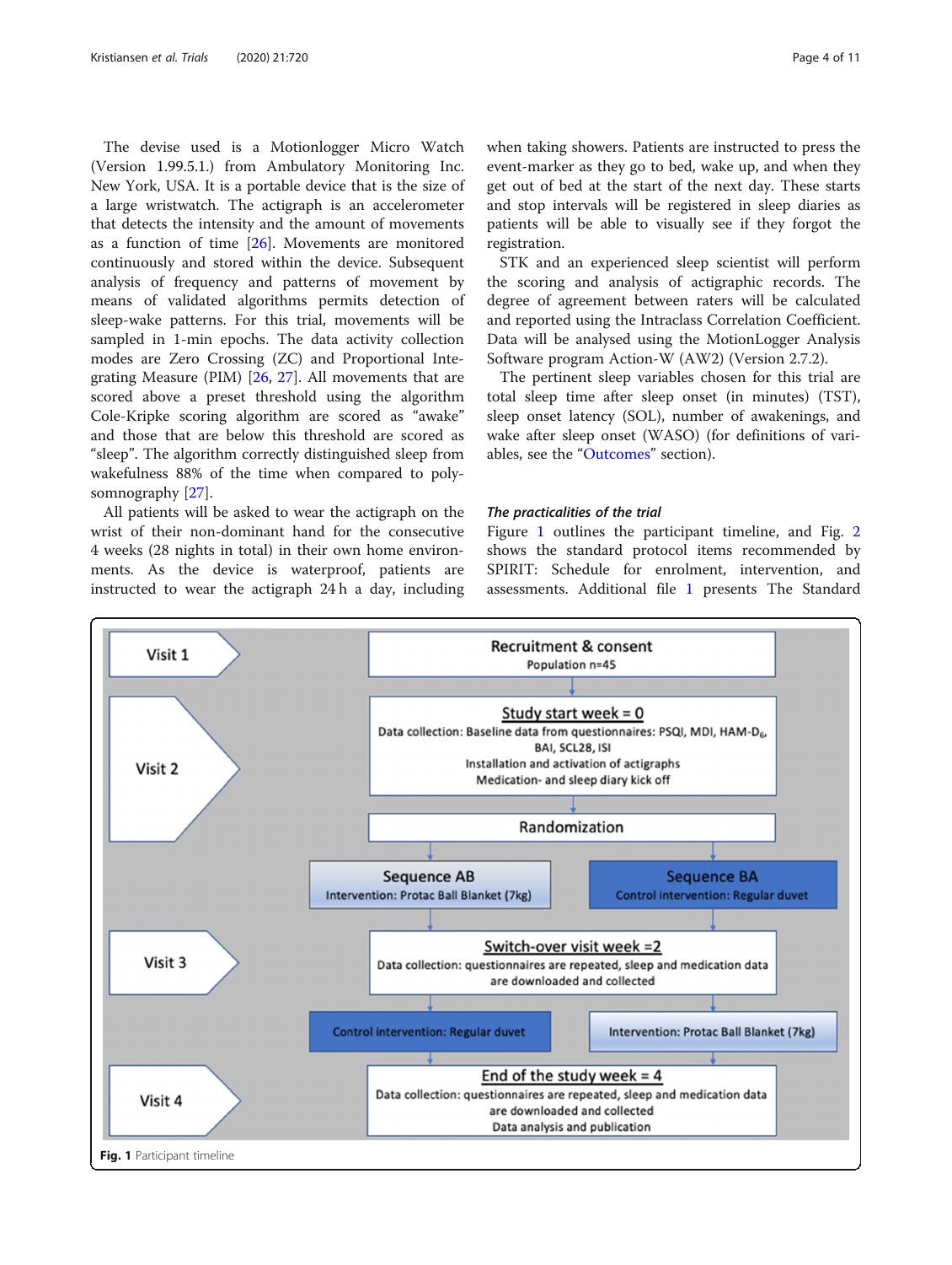The devise used is a Motionlogger Micro Watch (Version 1.99.5.1.) from Ambulatory Monitoring Inc. New York, USA. It is a portable device that is the size of a large wristwatch. The actigraph is an accelerometer that detects the intensity and the amount of movements as a function of time [26]. Movements are monitored continuously and stored within the device. Subsequent analysis of frequency and patterns of movement by means of validated algorithms permits detection of sleep-wake patterns. For this trial, movements will be sampled in 1-min epochs. The data activity collection modes are Zero Crossing (ZC) and Proportional Integrating Measure (PIM) [26, 27]. All movements that are scored above a preset threshold using the algorithm Cole-Kripke scoring algorithm are scored as "awake" and those that are below this threshold are scored as "sleep". The algorithm correctly distinguished sleep from wakefulness 88% of the time when compared to polysomnography [27].

All patients will be asked to wear the actigraph on the wrist of their non-dominant hand for the consecutive 4 weeks (28 nights in total) in their own home environments. As the device is waterproof, patients are instructed to wear the actigraph 24 h a day, including when taking showers. Patients are instructed to press the event-marker as they go to bed, wake up, and when they get out of bed at the start of the next day. These starts and stop intervals will be registered in sleep diaries as patients will be able to visually see if they forgot the registration.

STK and an experienced sleep scientist will perform the scoring and analysis of actigraphic records. The degree of agreement between raters will be calculated and reported using the Intraclass Correlation Coefficient. Data will be analysed using the MotionLogger Analysis Software program Action-W (AW2) (Version 2.7.2).

The pertinent sleep variables chosen for this trial are total sleep time after sleep onset (in minutes) (TST), sleep onset latency (SOL), number of awakenings, and wake after sleep onset (WASO) (for definitions of variables, see the "Outcomes" section).

### *The practicalities of the trial*

Figure 1 outlines the participant timeline, and Fig. 2 shows the standard protocol items recommended by SPIRIT: Schedule for enrolment, intervention, and assessments. Additional file 1 presents The Standard

Visit 1 — **Recruitment & consent**
Population n=45

Visit 2 — **Study start week = 0**
Data collection: Baseline data from questionnaires: PSQI, MDI, HAM-D$_6$, BAI, SCL28, ISI
Installation and activation of actigraphs
Medication- and sleep diary kick off

**Randomization**

**Sequence AB** — Intervention: Protac Ball Blanket (7kg)
**Sequence BA** — Control intervention: Regular duvet

Visit 3 — **Switch-over visit week =2**
Data collection: questionnaires are repeated, sleep and medication data are downloaded and collected

Control intervention: Regular duvet | Intervention: Protac Ball Blanket (7kg)

Visit 4 — **End of the study week = 4**
Data collection: questionnaires are repeated, sleep and medication data are downloaded and collected
Data analysis and publication

**Fig. 1** Participant timeline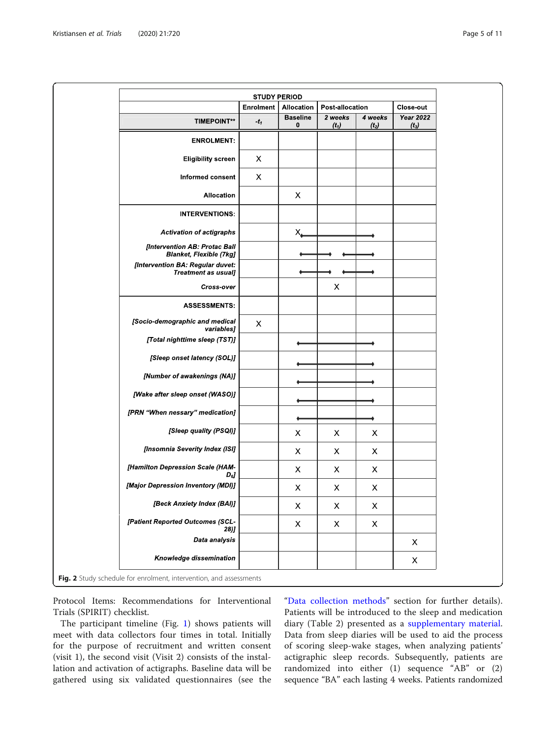| STUDY PERIOD | | | | | |
|---|---|---|---|---|---|
| | Enrolment | Allocation | Post-allocation | | Close-out |
| TIMEPOINT** | $-t_1$ | Baseline 0 | 2 weeks ($t_1$) | 4 weeks ($t_2$) | Year 2022 ($t_3$) |
| **ENROLMENT:** | | | | | |
| Eligibility screen | X | | | | |
| Informed consent | X | | | | |
| Allocation | | X | | | |
| **INTERVENTIONS:** | | | | | |
| *Activation of actigraphs* | | X ⟶ | ⟶ | ⟶ | |
| *[Intervention AB: Protac Ball Blanket, Flexible (7kg]* | | ⟶ | ⟶ | ⟶ | |
| *[Intervention BA: Regular duvet: Treatment as usual]* | | ⟶ | ⟶ | ⟶ | |
| *Cross-over* | | | X | | |
| **ASSESSMENTS:** | | | | | |
| *[Socio-demographic and medical variables]* | X | | | | |
| *[Total nighttime sleep (TST)]* | | ⟶ | ⟶ | ⟶ | |
| *[Sleep onset latency (SOL)]* | | ⟶ | ⟶ | ⟶ | |
| *[Number of awakenings (NA)]* | | ⟶ | ⟶ | ⟶ | |
| *[Wake after sleep onset (WASO)]* | | ⟶ | ⟶ | ⟶ | |
| *[PRN "When nessary" medication]* | | ⟶ | ⟶ | ⟶ | |
| *[Sleep quality (PSQI)]* | | X | X | X | |
| *[Insomnia Severity Index (ISI]* | | X | X | X | |
| *[Hamilton Depression Scale (HAM-$D_6$]* | | X | X | X | |
| *[Major Depression Inventory (MDI)]* | | X | X | X | |
| *[Beck Anxiety Index (BAI)]* | | X | X | X | |
| *[Patient Reported Outcomes (SCL-28)]* | | X | X | X | |
| *Data analysis* | | | | | X |
| *Knowledge dissemination* | | | | | X |

**Fig. 2** Study schedule for enrolment, intervention, and assessments

Protocol Items: Recommendations for Interventional Trials (SPIRIT) checklist.

The participant timeline (Fig. 1) shows patients will meet with data collectors four times in total. Initially for the purpose of recruitment and written consent (visit 1), the second visit (Visit 2) consists of the installation and activation of actigraphs. Baseline data will be gathered using six validated questionnaires (see the "Data collection methods" section for further details). Patients will be introduced to the sleep and medication diary (Table 2) presented as a supplementary material. Data from sleep diaries will be used to aid the process of scoring sleep-wake stages, when analyzing patients' actigraphic sleep records. Subsequently, patients are randomized into either (1) sequence "AB" or (2) sequence "BA" each lasting 4 weeks. Patients randomized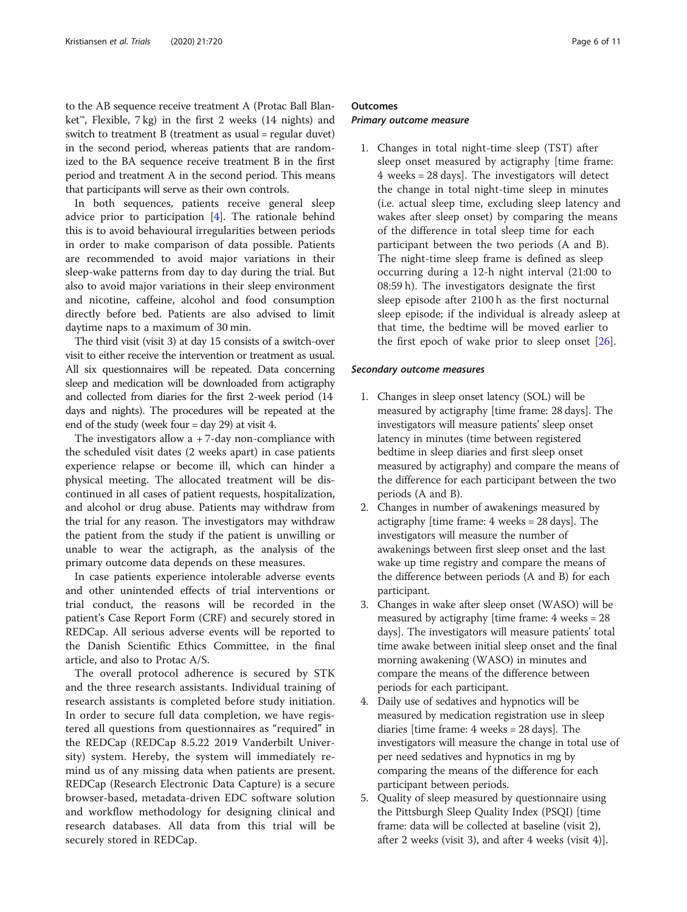to the AB sequence receive treatment A (Protac Ball Blanket™, Flexible, 7 kg) in the first 2 weeks (14 nights) and switch to treatment B (treatment as usual = regular duvet) in the second period, whereas patients that are randomized to the BA sequence receive treatment B in the first period and treatment A in the second period. This means that participants will serve as their own controls.

In both sequences, patients receive general sleep advice prior to participation [4]. The rationale behind this is to avoid behavioural irregularities between periods in order to make comparison of data possible. Patients are recommended to avoid major variations in their sleep-wake patterns from day to day during the trial. But also to avoid major variations in their sleep environment and nicotine, caffeine, alcohol and food consumption directly before bed. Patients are also advised to limit daytime naps to a maximum of 30 min.

The third visit (visit 3) at day 15 consists of a switch-over visit to either receive the intervention or treatment as usual. All six questionnaires will be repeated. Data concerning sleep and medication will be downloaded from actigraphy and collected from diaries for the first 2-week period (14 days and nights). The procedures will be repeated at the end of the study (week four = day 29) at visit 4.

The investigators allow a + 7-day non-compliance with the scheduled visit dates (2 weeks apart) in case patients experience relapse or become ill, which can hinder a physical meeting. The allocated treatment will be discontinued in all cases of patient requests, hospitalization, and alcohol or drug abuse. Patients may withdraw from the trial for any reason. The investigators may withdraw the patient from the study if the patient is unwilling or unable to wear the actigraph, as the analysis of the primary outcome data depends on these measures.

In case patients experience intolerable adverse events and other unintended effects of trial interventions or trial conduct, the reasons will be recorded in the patient's Case Report Form (CRF) and securely stored in REDCap. All serious adverse events will be reported to the Danish Scientific Ethics Committee, in the final article, and also to Protac A/S.

The overall protocol adherence is secured by STK and the three research assistants. Individual training of research assistants is completed before study initiation. In order to secure full data completion, we have registered all questions from questionnaires as "required" in the REDCap (REDCap 8.5.22 2019 Vanderbilt University) system. Hereby, the system will immediately remind us of any missing data when patients are present. REDCap (Research Electronic Data Capture) is a secure browser-based, metadata-driven EDC software solution and workflow methodology for designing clinical and research databases. All data from this trial will be securely stored in REDCap.

## Outcomes

### Primary outcome measure

1. Changes in total night-time sleep (TST) after sleep onset measured by actigraphy [time frame: 4 weeks = 28 days]. The investigators will detect the change in total night-time sleep in minutes (i.e. actual sleep time, excluding sleep latency and wakes after sleep onset) by comparing the means of the difference in total sleep time for each participant between the two periods (A and B). The night-time sleep frame is defined as sleep occurring during a 12-h night interval (21:00 to 08:59 h). The investigators designate the first sleep episode after 2100 h as the first nocturnal sleep episode; if the individual is already asleep at that time, the bedtime will be moved earlier to the first epoch of wake prior to sleep onset [26].

### Secondary outcome measures

1. Changes in sleep onset latency (SOL) will be measured by actigraphy [time frame: 28 days]. The investigators will measure patients' sleep onset latency in minutes (time between registered bedtime in sleep diaries and first sleep onset measured by actigraphy) and compare the means of the difference for each participant between the two periods (A and B).
2. Changes in number of awakenings measured by actigraphy [time frame: 4 weeks = 28 days]. The investigators will measure the number of awakenings between first sleep onset and the last wake up time registry and compare the means of the difference between periods (A and B) for each participant.
3. Changes in wake after sleep onset (WASO) will be measured by actigraphy [time frame: 4 weeks = 28 days]. The investigators will measure patients' total time awake between initial sleep onset and the final morning awakening (WASO) in minutes and compare the means of the difference between periods for each participant.
4. Daily use of sedatives and hypnotics will be measured by medication registration use in sleep diaries [time frame: 4 weeks = 28 days]. The investigators will measure the change in total use of per need sedatives and hypnotics in mg by comparing the means of the difference for each participant between periods.
5. Quality of sleep measured by questionnaire using the Pittsburgh Sleep Quality Index (PSQI) [time frame: data will be collected at baseline (visit 2), after 2 weeks (visit 3), and after 4 weeks (visit 4)].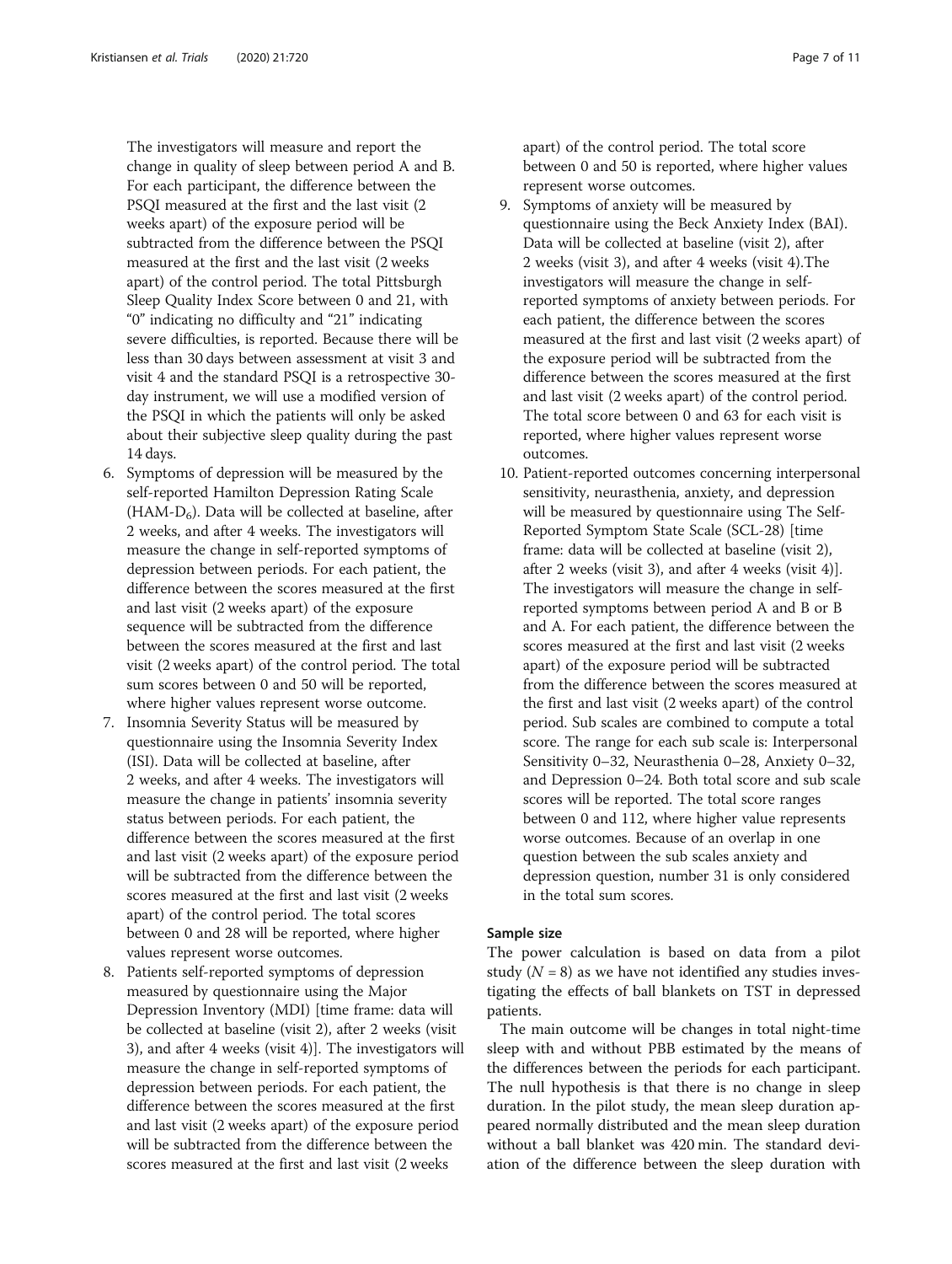The investigators will measure and report the change in quality of sleep between period A and B. For each participant, the difference between the PSQI measured at the first and the last visit (2 weeks apart) of the exposure period will be subtracted from the difference between the PSQI measured at the first and the last visit (2 weeks apart) of the control period. The total Pittsburgh Sleep Quality Index Score between 0 and 21, with "0" indicating no difficulty and "21" indicating severe difficulties, is reported. Because there will be less than 30 days between assessment at visit 3 and visit 4 and the standard PSQI is a retrospective 30-day instrument, we will use a modified version of the PSQI in which the patients will only be asked about their subjective sleep quality during the past 14 days.

6. Symptoms of depression will be measured by the self-reported Hamilton Depression Rating Scale ($HAM-D_6$). Data will be collected at baseline, after 2 weeks, and after 4 weeks. The investigators will measure the change in self-reported symptoms of depression between periods. For each patient, the difference between the scores measured at the first and last visit (2 weeks apart) of the exposure sequence will be subtracted from the difference between the scores measured at the first and last visit (2 weeks apart) of the control period. The total sum scores between 0 and 50 will be reported, where higher values represent worse outcome.
7. Insomnia Severity Status will be measured by questionnaire using the Insomnia Severity Index (ISI). Data will be collected at baseline, after 2 weeks, and after 4 weeks. The investigators will measure the change in patients' insomnia severity status between periods. For each patient, the difference between the scores measured at the first and last visit (2 weeks apart) of the exposure period will be subtracted from the difference between the scores measured at the first and last visit (2 weeks apart) of the control period. The total scores between 0 and 28 will be reported, where higher values represent worse outcomes.
8. Patients self-reported symptoms of depression measured by questionnaire using the Major Depression Inventory (MDI) [time frame: data will be collected at baseline (visit 2), after 2 weeks (visit 3), and after 4 weeks (visit 4)]. The investigators will measure the change in self-reported symptoms of depression between periods. For each patient, the difference between the scores measured at the first and last visit (2 weeks apart) of the exposure period will be subtracted from the difference between the scores measured at the first and last visit (2 weeks apart) of the control period. The total score between 0 and 50 is reported, where higher values represent worse outcomes.
9. Symptoms of anxiety will be measured by questionnaire using the Beck Anxiety Index (BAI). Data will be collected at baseline (visit 2), after 2 weeks (visit 3), and after 4 weeks (visit 4).The investigators will measure the change in self-reported symptoms of anxiety between periods. For each patient, the difference between the scores measured at the first and last visit (2 weeks apart) of the exposure period will be subtracted from the difference between the scores measured at the first and last visit (2 weeks apart) of the control period. The total score between 0 and 63 for each visit is reported, where higher values represent worse outcomes.
10. Patient-reported outcomes concerning interpersonal sensitivity, neurasthenia, anxiety, and depression will be measured by questionnaire using The Self-Reported Symptom State Scale (SCL-28) [time frame: data will be collected at baseline (visit 2), after 2 weeks (visit 3), and after 4 weeks (visit 4)]. The investigators will measure the change in self-reported symptoms between period A and B or B and A. For each patient, the difference between the scores measured at the first and last visit (2 weeks apart) of the exposure period will be subtracted from the difference between the scores measured at the first and last visit (2 weeks apart) of the control period. Sub scales are combined to compute a total score. The range for each sub scale is: Interpersonal Sensitivity 0–32, Neurasthenia 0–28, Anxiety 0–32, and Depression 0–24. Both total score and sub scale scores will be reported. The total score ranges between 0 and 112, where higher value represents worse outcomes. Because of an overlap in one question between the sub scales anxiety and depression question, number 31 is only considered in the total sum scores.

## Sample size

The power calculation is based on data from a pilot study ($N = 8$) as we have not identified any studies investigating the effects of ball blankets on TST in depressed patients.

The main outcome will be changes in total night-time sleep with and without PBB estimated by the means of the differences between the periods for each participant. The null hypothesis is that there is no change in sleep duration. In the pilot study, the mean sleep duration appeared normally distributed and the mean sleep duration without a ball blanket was 420 min. The standard deviation of the difference between the sleep duration with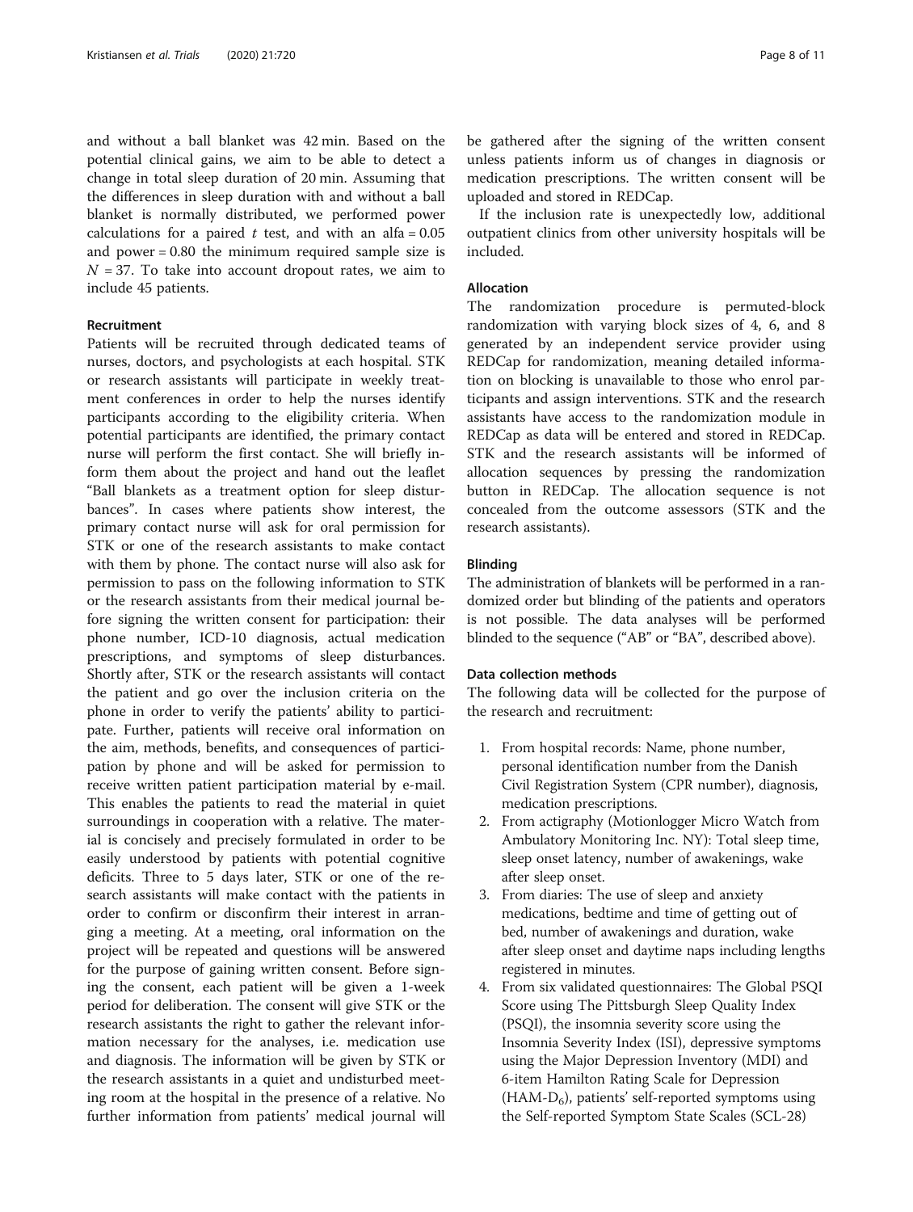and without a ball blanket was 42 min. Based on the potential clinical gains, we aim to be able to detect a change in total sleep duration of 20 min. Assuming that the differences in sleep duration with and without a ball blanket is normally distributed, we performed power calculations for a paired *t* test, and with an alfa = 0.05 and power = 0.80 the minimum required sample size is $N = 37$. To take into account dropout rates, we aim to include 45 patients.

#### Recruitment

Patients will be recruited through dedicated teams of nurses, doctors, and psychologists at each hospital. STK or research assistants will participate in weekly treatment conferences in order to help the nurses identify participants according to the eligibility criteria. When potential participants are identified, the primary contact nurse will perform the first contact. She will briefly inform them about the project and hand out the leaflet "Ball blankets as a treatment option for sleep disturbances". In cases where patients show interest, the primary contact nurse will ask for oral permission for STK or one of the research assistants to make contact with them by phone. The contact nurse will also ask for permission to pass on the following information to STK or the research assistants from their medical journal before signing the written consent for participation: their phone number, ICD-10 diagnosis, actual medication prescriptions, and symptoms of sleep disturbances. Shortly after, STK or the research assistants will contact the patient and go over the inclusion criteria on the phone in order to verify the patients' ability to participate. Further, patients will receive oral information on the aim, methods, benefits, and consequences of participation by phone and will be asked for permission to receive written patient participation material by e-mail. This enables the patients to read the material in quiet surroundings in cooperation with a relative. The material is concisely and precisely formulated in order to be easily understood by patients with potential cognitive deficits. Three to 5 days later, STK or one of the research assistants will make contact with the patients in order to confirm or disconfirm their interest in arranging a meeting. At a meeting, oral information on the project will be repeated and questions will be answered for the purpose of gaining written consent. Before signing the consent, each patient will be given a 1-week period for deliberation. The consent will give STK or the research assistants the right to gather the relevant information necessary for the analyses, i.e. medication use and diagnosis. The information will be given by STK or the research assistants in a quiet and undisturbed meeting room at the hospital in the presence of a relative. No further information from patients' medical journal will be gathered after the signing of the written consent unless patients inform us of changes in diagnosis or medication prescriptions. The written consent will be uploaded and stored in REDCap.

If the inclusion rate is unexpectedly low, additional outpatient clinics from other university hospitals will be included.

#### Allocation

The randomization procedure is permuted-block randomization with varying block sizes of 4, 6, and 8 generated by an independent service provider using REDCap for randomization, meaning detailed information on blocking is unavailable to those who enrol participants and assign interventions. STK and the research assistants have access to the randomization module in REDCap as data will be entered and stored in REDCap. STK and the research assistants will be informed of allocation sequences by pressing the randomization button in REDCap. The allocation sequence is not concealed from the outcome assessors (STK and the research assistants).

#### Blinding

The administration of blankets will be performed in a randomized order but blinding of the patients and operators is not possible. The data analyses will be performed blinded to the sequence ("AB" or "BA", described above).

#### Data collection methods

The following data will be collected for the purpose of the research and recruitment:

1. From hospital records: Name, phone number, personal identification number from the Danish Civil Registration System (CPR number), diagnosis, medication prescriptions.
2. From actigraphy (Motionlogger Micro Watch from Ambulatory Monitoring Inc. NY): Total sleep time, sleep onset latency, number of awakenings, wake after sleep onset.
3. From diaries: The use of sleep and anxiety medications, bedtime and time of getting out of bed, number of awakenings and duration, wake after sleep onset and daytime naps including lengths registered in minutes.
4. From six validated questionnaires: The Global PSQI Score using The Pittsburgh Sleep Quality Index (PSQI), the insomnia severity score using the Insomnia Severity Index (ISI), depressive symptoms using the Major Depression Inventory (MDI) and 6-item Hamilton Rating Scale for Depression ($HAM\text{-}D_6$), patients' self-reported symptoms using the Self-reported Symptom State Scales (SCL-28)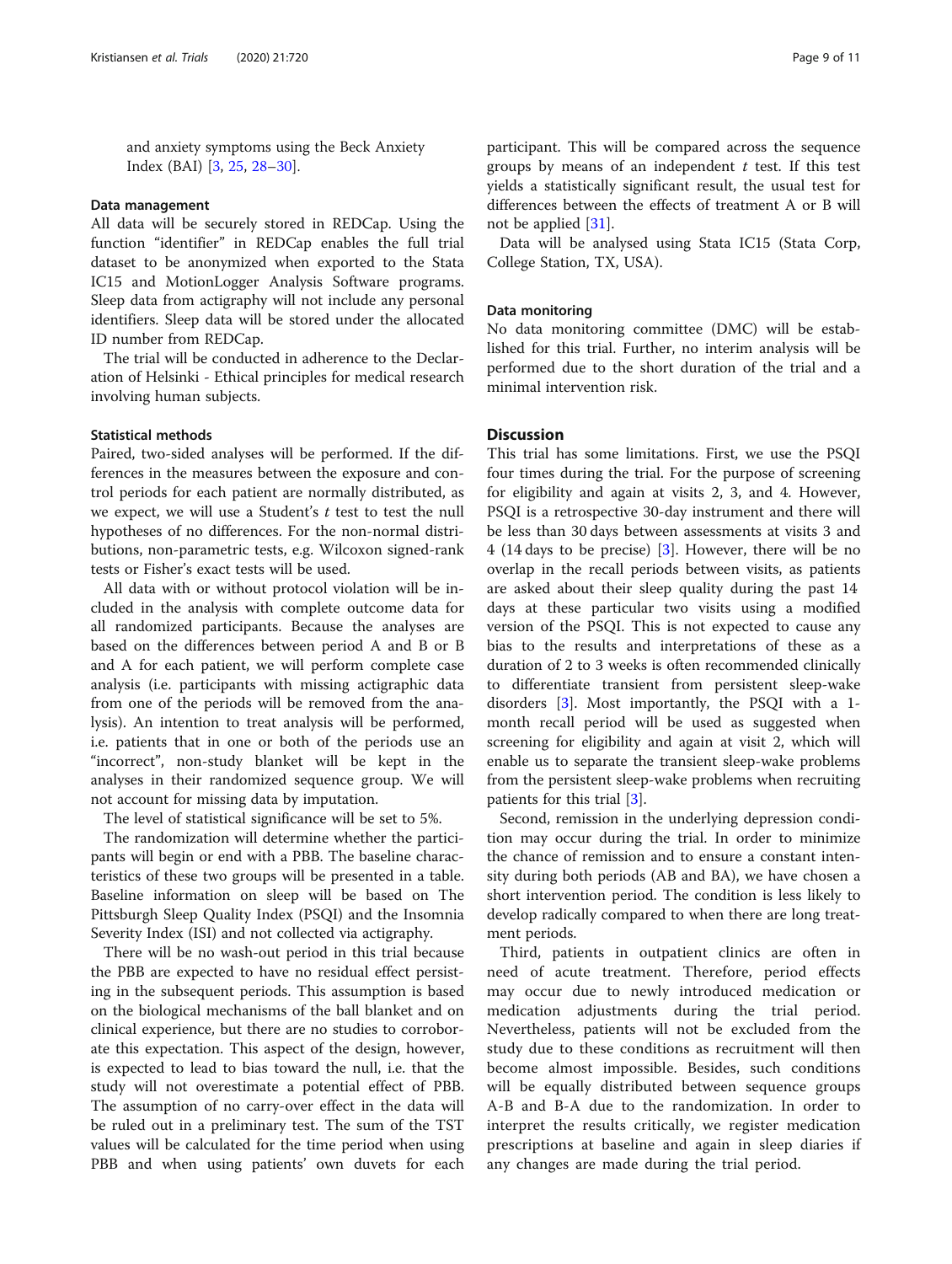and anxiety symptoms using the Beck Anxiety Index (BAI) [3, 25, 28–30].

### Data management

All data will be securely stored in REDCap. Using the function "identifier" in REDCap enables the full trial dataset to be anonymized when exported to the Stata IC15 and MotionLogger Analysis Software programs. Sleep data from actigraphy will not include any personal identifiers. Sleep data will be stored under the allocated ID number from REDCap.

The trial will be conducted in adherence to the Declaration of Helsinki - Ethical principles for medical research involving human subjects.

### Statistical methods

Paired, two-sided analyses will be performed. If the differences in the measures between the exposure and control periods for each patient are normally distributed, as we expect, we will use a Student's $t$ test to test the null hypotheses of no differences. For the non-normal distributions, non-parametric tests, e.g. Wilcoxon signed-rank tests or Fisher's exact tests will be used.

All data with or without protocol violation will be included in the analysis with complete outcome data for all randomized participants. Because the analyses are based on the differences between period A and B or B and A for each patient, we will perform complete case analysis (i.e. participants with missing actigraphic data from one of the periods will be removed from the analysis). An intention to treat analysis will be performed, i.e. patients that in one or both of the periods use an "incorrect", non-study blanket will be kept in the analyses in their randomized sequence group. We will not account for missing data by imputation.

The level of statistical significance will be set to 5%.

The randomization will determine whether the participants will begin or end with a PBB. The baseline characteristics of these two groups will be presented in a table. Baseline information on sleep will be based on The Pittsburgh Sleep Quality Index (PSQI) and the Insomnia Severity Index (ISI) and not collected via actigraphy.

There will be no wash-out period in this trial because the PBB are expected to have no residual effect persisting in the subsequent periods. This assumption is based on the biological mechanisms of the ball blanket and on clinical experience, but there are no studies to corroborate this expectation. This aspect of the design, however, is expected to lead to bias toward the null, i.e. that the study will not overestimate a potential effect of PBB. The assumption of no carry-over effect in the data will be ruled out in a preliminary test. The sum of the TST values will be calculated for the time period when using PBB and when using patients' own duvets for each participant. This will be compared across the sequence groups by means of an independent $t$ test. If this test yields a statistically significant result, the usual test for differences between the effects of treatment A or B will not be applied [31].

Data will be analysed using Stata IC15 (Stata Corp, College Station, TX, USA).

### Data monitoring

No data monitoring committee (DMC) will be established for this trial. Further, no interim analysis will be performed due to the short duration of the trial and a minimal intervention risk.

## Discussion

This trial has some limitations. First, we use the PSQI four times during the trial. For the purpose of screening for eligibility and again at visits 2, 3, and 4. However, PSQI is a retrospective 30-day instrument and there will be less than 30 days between assessments at visits 3 and 4 (14 days to be precise) [3]. However, there will be no overlap in the recall periods between visits, as patients are asked about their sleep quality during the past 14 days at these particular two visits using a modified version of the PSQI. This is not expected to cause any bias to the results and interpretations of these as a duration of 2 to 3 weeks is often recommended clinically to differentiate transient from persistent sleep-wake disorders [3]. Most importantly, the PSQI with a 1-month recall period will be used as suggested when screening for eligibility and again at visit 2, which will enable us to separate the transient sleep-wake problems from the persistent sleep-wake problems when recruiting patients for this trial [3].

Second, remission in the underlying depression condition may occur during the trial. In order to minimize the chance of remission and to ensure a constant intensity during both periods (AB and BA), we have chosen a short intervention period. The condition is less likely to develop radically compared to when there are long treatment periods.

Third, patients in outpatient clinics are often in need of acute treatment. Therefore, period effects may occur due to newly introduced medication or medication adjustments during the trial period. Nevertheless, patients will not be excluded from the study due to these conditions as recruitment will then become almost impossible. Besides, such conditions will be equally distributed between sequence groups A-B and B-A due to the randomization. In order to interpret the results critically, we register medication prescriptions at baseline and again in sleep diaries if any changes are made during the trial period.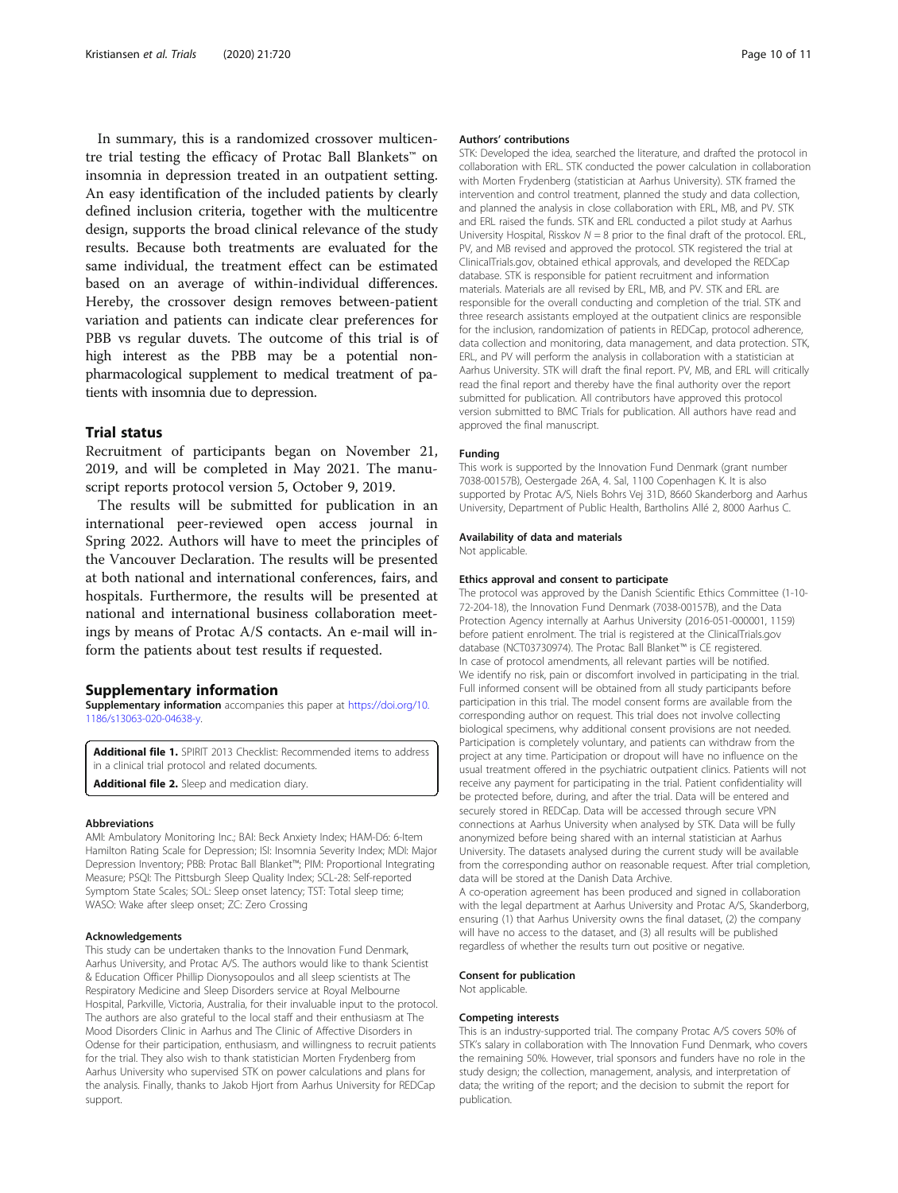In summary, this is a randomized crossover multicentre trial testing the efficacy of Protac Ball Blankets™ on insomnia in depression treated in an outpatient setting. An easy identification of the included patients by clearly defined inclusion criteria, together with the multicentre design, supports the broad clinical relevance of the study results. Because both treatments are evaluated for the same individual, the treatment effect can be estimated based on an average of within-individual differences. Hereby, the crossover design removes between-patient variation and patients can indicate clear preferences for PBB vs regular duvets. The outcome of this trial is of high interest as the PBB may be a potential non-pharmacological supplement to medical treatment of patients with insomnia due to depression.

## Trial status

Recruitment of participants began on November 21, 2019, and will be completed in May 2021. The manuscript reports protocol version 5, October 9, 2019.

The results will be submitted for publication in an international peer-reviewed open access journal in Spring 2022. Authors will have to meet the principles of the Vancouver Declaration. The results will be presented at both national and international conferences, fairs, and hospitals. Furthermore, the results will be presented at national and international business collaboration meetings by means of Protac A/S contacts. An e-mail will inform the patients about test results if requested.

## Supplementary information

**Supplementary information** accompanies this paper at https://doi.org/10.1186/s13063-020-04638-y.

**Additional file 1.** SPIRIT 2013 Checklist: Recommended items to address in a clinical trial protocol and related documents.

**Additional file 2.** Sleep and medication diary.

#### Abbreviations

AMI: Ambulatory Monitoring Inc.; BAI: Beck Anxiety Index; HAM-D6: 6-Item Hamilton Rating Scale for Depression; ISI: Insomnia Severity Index; MDI: Major Depression Inventory; PBB: Protac Ball Blanket™; PIM: Proportional Integrating Measure; PSQI: The Pittsburgh Sleep Quality Index; SCL-28: Self-reported Symptom State Scales; SOL: Sleep onset latency; TST: Total sleep time; WASO: Wake after sleep onset; ZC: Zero Crossing

#### Acknowledgements

This study can be undertaken thanks to the Innovation Fund Denmark, Aarhus University, and Protac A/S. The authors would like to thank Scientist & Education Officer Phillip Dionysopoulos and all sleep scientists at The Respiratory Medicine and Sleep Disorders service at Royal Melbourne Hospital, Parkville, Victoria, Australia, for their invaluable input to the protocol. The authors are also grateful to the local staff and their enthusiasm at The Mood Disorders Clinic in Aarhus and The Clinic of Affective Disorders in Odense for their participation, enthusiasm, and willingness to recruit patients for the trial. They also wish to thank statistician Morten Frydenberg from Aarhus University who supervised STK on power calculations and plans for the analysis. Finally, thanks to Jakob Hjort from Aarhus University for REDCap support.

#### Authors' contributions

STK: Developed the idea, searched the literature, and drafted the protocol in collaboration with ERL. STK conducted the power calculation in collaboration with Morten Frydenberg (statistician at Aarhus University). STK framed the intervention and control treatment, planned the study and data collection, and planned the analysis in close collaboration with ERL, MB, and PV. STK and ERL raised the funds. STK and ERL conducted a pilot study at Aarhus University Hospital, Risskov $N = 8$ prior to the final draft of the protocol. ERL, PV, and MB revised and approved the protocol. STK registered the trial at ClinicalTrials.gov, obtained ethical approvals, and developed the REDCap database. STK is responsible for patient recruitment and information materials. Materials are all revised by ERL, MB, and PV. STK and ERL are responsible for the overall conducting and completion of the trial. STK and three research assistants employed at the outpatient clinics are responsible for the inclusion, randomization of patients in REDCap, protocol adherence, data collection and monitoring, data management, and data protection. STK, ERL, and PV will perform the analysis in collaboration with a statistician at Aarhus University. STK will draft the final report. PV, MB, and ERL will critically read the final report and thereby have the final authority over the report submitted for publication. All contributors have approved this protocol version submitted to BMC Trials for publication. All authors have read and approved the final manuscript.

#### Funding

This work is supported by the Innovation Fund Denmark (grant number 7038-00157B), Oestergade 26A, 4. Sal, 1100 Copenhagen K. It is also supported by Protac A/S, Niels Bohrs Vej 31D, 8660 Skanderborg and Aarhus University, Department of Public Health, Bartholins Allé 2, 8000 Aarhus C.

#### Availability of data and materials

Not applicable.

#### Ethics approval and consent to participate

The protocol was approved by the Danish Scientific Ethics Committee (1-10-72-204-18), the Innovation Fund Denmark (7038-00157B), and the Data Protection Agency internally at Aarhus University (2016-051-000001, 1159) before patient enrolment. The trial is registered at the ClinicalTrials.gov database (NCT03730974). The Protac Ball Blanket™ is CE registered.
In case of protocol amendments, all relevant parties will be notified.
We identify no risk, pain or discomfort involved in participating in the trial. Full informed consent will be obtained from all study participants before participation in this trial. The model consent forms are available from the corresponding author on request. This trial does not involve collecting biological specimens, why additional consent provisions are not needed. Participation is completely voluntary, and patients can withdraw from the project at any time. Participation or dropout will have no influence on the usual treatment offered in the psychiatric outpatient clinics. Patients will not receive any payment for participating in the trial. Patient confidentiality will be protected before, during, and after the trial. Data will be entered and securely stored in REDCap. Data will be accessed through secure VPN connections at Aarhus University when analysed by STK. Data will be fully anonymized before being shared with an internal statistician at Aarhus University. The datasets analysed during the current study will be available from the corresponding author on reasonable request. After trial completion, data will be stored at the Danish Data Archive.
A co-operation agreement has been produced and signed in collaboration with the legal department at Aarhus University and Protac A/S, Skanderborg, ensuring (1) that Aarhus University owns the final dataset, (2) the company will have no access to the dataset, and (3) all results will be published regardless of whether the results turn out positive or negative.

#### Consent for publication

Not applicable.

#### Competing interests

This is an industry-supported trial. The company Protac A/S covers 50% of STK's salary in collaboration with The Innovation Fund Denmark, who covers the remaining 50%. However, trial sponsors and funders have no role in the study design; the collection, management, analysis, and interpretation of data; the writing of the report; and the decision to submit the report for publication.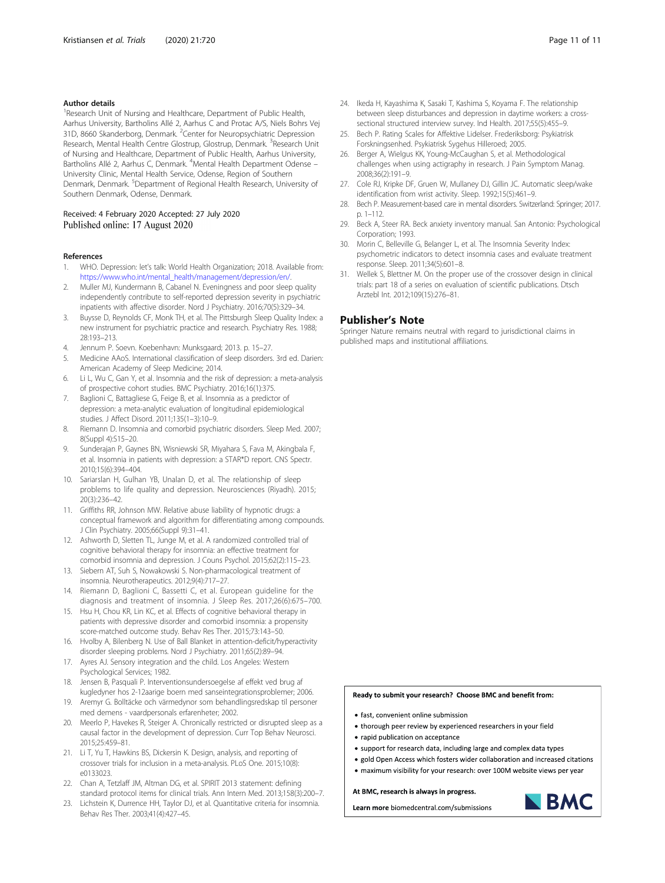### Author details

[1]Research Unit of Nursing and Healthcare, Department of Public Health, Aarhus University, Bartholins Allé 2, Aarhus C and Protac A/S, Niels Bohrs Vej 31D, 8660 Skanderborg, Denmark. [2]Center for Neuropsychiatric Depression Research, Mental Health Centre Glostrup, Glostrup, Denmark. [3]Research Unit of Nursing and Healthcare, Department of Public Health, Aarhus University, Bartholins Allé 2, Aarhus C, Denmark. [4]Mental Health Department Odense – University Clinic, Mental Health Service, Odense, Region of Southern Denmark, Denmark. [5]Department of Regional Health Research, University of Southern Denmark, Odense, Denmark.

Received: 4 February 2020 Accepted: 27 July 2020
Published online: 17 August 2020

### References

1. WHO. Depression: let's talk: World Health Organization; 2018. Available from: https://www.who.int/mental_health/management/depression/en/.
2. Muller MJ, Kundermann B, Cabanel N. Eveningness and poor sleep quality independently contribute to self-reported depression severity in psychiatric inpatients with affective disorder. Nord J Psychiatry. 2016;70(5):329–34.
3. Buysse D, Reynolds CF, Monk TH, et al. The Pittsburgh Sleep Quality Index: a new instrument for psychiatric practice and research. Psychiatry Res. 1988; 28:193–213.
4. Jennum P. Soevn. Koebenhavn: Munksgaard; 2013. p. 15–27.
5. Medicine AAoS. International classification of sleep disorders. 3rd ed. Darien: American Academy of Sleep Medicine; 2014.
6. Li L, Wu C, Gan Y, et al. Insomnia and the risk of depression: a meta-analysis of prospective cohort studies. BMC Psychiatry. 2016;16(1):375.
7. Baglioni C, Battagliese G, Feige B, et al. Insomnia as a predictor of depression: a meta-analytic evaluation of longitudinal epidemiological studies. J Affect Disord. 2011;135(1–3):10–9.
8. Riemann D. Insomnia and comorbid psychiatric disorders. Sleep Med. 2007; 8(Suppl 4):S15–20.
9. Sunderajan P, Gaynes BN, Wisniewski SR, Miyahara S, Fava M, Akingbala F, et al. Insomnia in patients with depression: a STAR*D report. CNS Spectr. 2010;15(6):394–404.
10. Sariarslan H, Gulhan YB, Unalan D, et al. The relationship of sleep problems to life quality and depression. Neurosciences (Riyadh). 2015; 20(3):236–42.
11. Griffiths RR, Johnson MW. Relative abuse liability of hypnotic drugs: a conceptual framework and algorithm for differentiating among compounds. J Clin Psychiatry. 2005;66(Suppl 9):31–41.
12. Ashworth D, Sletten TL, Junge M, et al. A randomized controlled trial of cognitive behavioral therapy for insomnia: an effective treatment for comorbid insomnia and depression. J Couns Psychol. 2015;62(2):115–23.
13. Siebern AT, Suh S, Nowakowski S. Non-pharmacological treatment of insomnia. Neurotherapeutics. 2012;9(4):717–27.
14. Riemann D, Baglioni C, Bassetti C, et al. European guideline for the diagnosis and treatment of insomnia. J Sleep Res. 2017;26(6):675–700.
15. Hsu H, Chou KR, Lin KC, et al. Effects of cognitive behavioral therapy in patients with depressive disorder and comorbid insomnia: a propensity score-matched outcome study. Behav Res Ther. 2015;73:143–50.
16. Hvolby A, Bilenberg N. Use of Ball Blanket in attention-deficit/hyperactivity disorder sleeping problems. Nord J Psychiatry. 2011;65(2):89–94.
17. Ayres AJ. Sensory integration and the child. Los Angeles: Western Psychological Services; 1982.
18. Jensen B, Pasquali P. Interventionsundersoegelse af effekt ved brug af kugledyner hos 2-12aarige boern med sanseintegrationsproblemer; 2006.
19. Aremyr G. Bolltäcke och värmedynor som behandlingsredskap til personer med demens - vaardpersonals erfarenheter; 2002.
20. Meerlo P, Havekes R, Steiger A. Chronically restricted or disrupted sleep as a causal factor in the development of depression. Curr Top Behav Neurosci. 2015;25:459–81.
21. Li T, Yu T, Hawkins BS, Dickersin K. Design, analysis, and reporting of crossover trials for inclusion in a meta-analysis. PLoS One. 2015;10(8): e0133023.
22. Chan A, Tetzlaff JM, Altman DG, et al. SPIRIT 2013 statement: defining standard protocol items for clinical trials. Ann Intern Med. 2013;158(3):200–7.
23. Lichstein K, Durrence HH, Taylor DJ, et al. Quantitative criteria for insomnia. Behav Res Ther. 2003;41(4):427–45.
24. Ikeda H, Kayashima K, Sasaki T, Kashima S, Koyama F. The relationship between sleep disturbances and depression in daytime workers: a cross-sectional structured interview survey. Ind Health. 2017;55(5):455–9.
25. Bech P. Rating Scales for Affektive Lidelser. Frederiksborg: Psykiatrisk Forskningsenhed. Psykiatrisk Sygehus Hilleroed; 2005.
26. Berger A, Wielgus KK, Young-McCaughan S, et al. Methodological challenges when using actigraphy in research. J Pain Symptom Manag. 2008;36(2):191–9.
27. Cole RJ, Kripke DF, Gruen W, Mullaney DJ, Gillin JC. Automatic sleep/wake identification from wrist activity. Sleep. 1992;15(5):461–9.
28. Bech P. Measurement-based care in mental disorders. Switzerland: Springer; 2017. p. 1–112.
29. Beck A, Steer RA. Beck anxiety inventory manual. San Antonio: Psychological Corporation; 1993.
30. Morin C, Belleville G, Belanger L, et al. The Insomnia Severity Index: psychometric indicators to detect insomnia cases and evaluate treatment response. Sleep. 2011;34(5):601–8.
31. Wellek S, Blettner M. On the proper use of the crossover design in clinical trials: part 18 of a series on evaluation of scientific publications. Dtsch Arztebl Int. 2012;109(15):276–81.

## Publisher's Note

Springer Nature remains neutral with regard to jurisdictional claims in published maps and institutional affiliations.

**Ready to submit your research? Choose BMC and benefit from:**

- fast, convenient online submission
- thorough peer review by experienced researchers in your field
- rapid publication on acceptance
- support for research data, including large and complex data types
- gold Open Access which fosters wider collaboration and increased citations
- maximum visibility for your research: over 100M website views per year

**At BMC, research is always in progress.**

**Learn more** biomedcentral.com/submissions

BMC